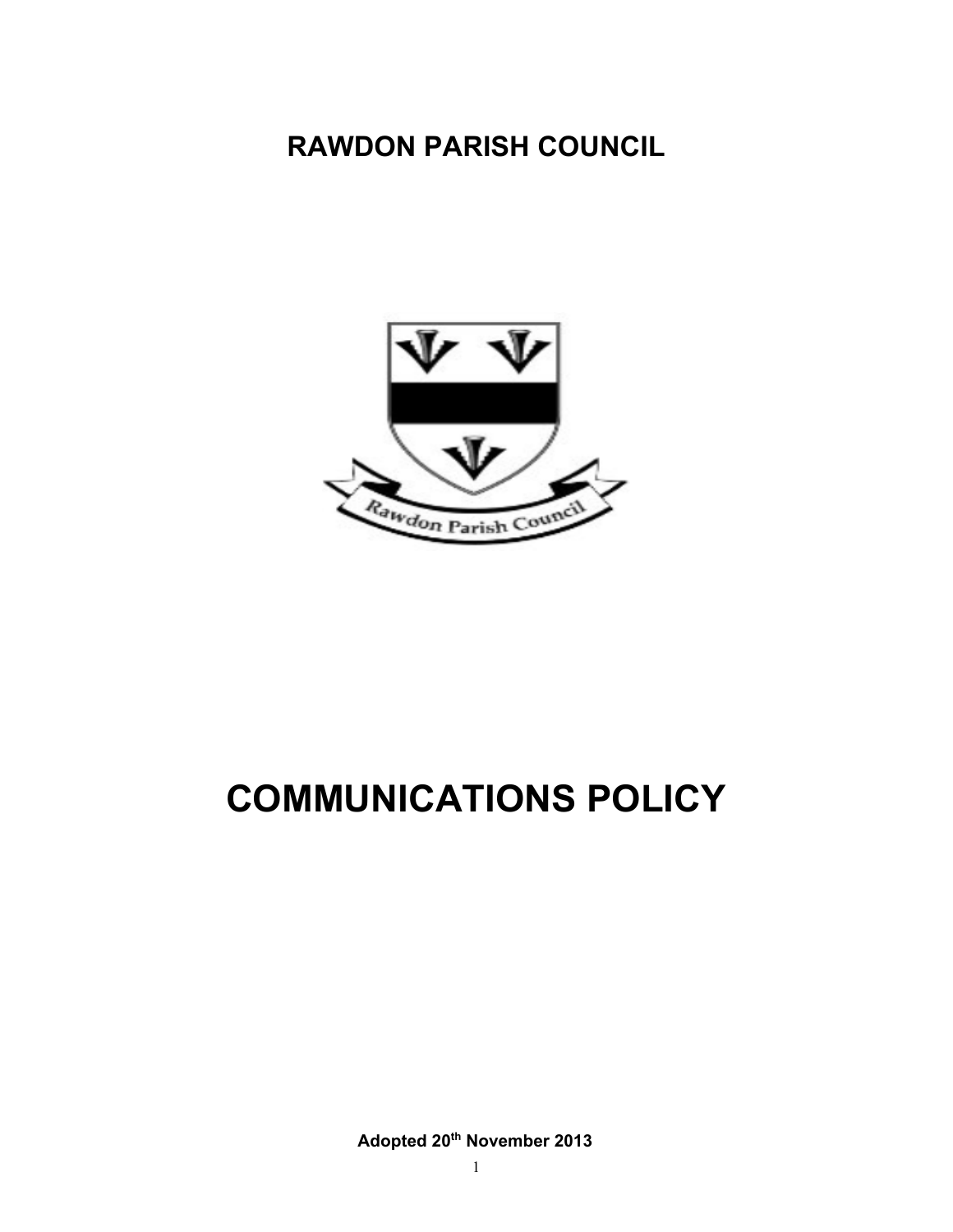# RAWDON PARISH COUNCIL

# COMMUNICATIONS POLICY

**Adopted 20th November 2013**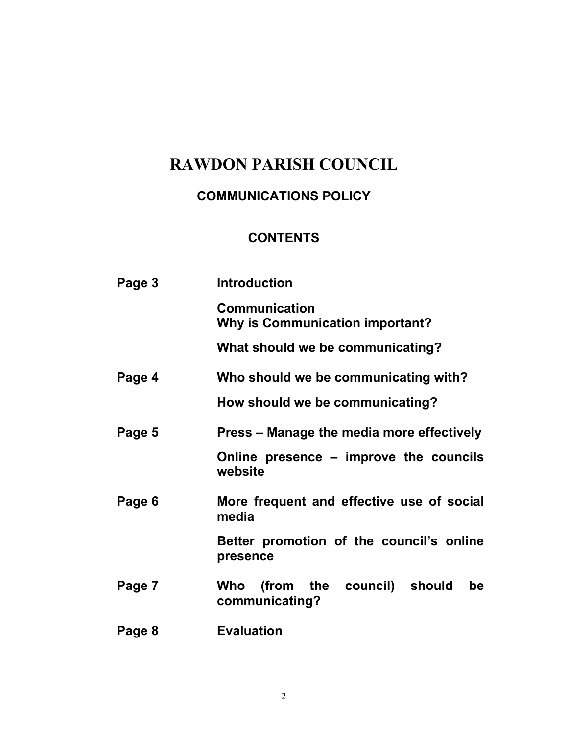# RAWDON PARISH COUNCIL

## COMMUNICATIONS POLICY

### CONTENTS

| | |
|---|---|
| **Page 3** | **Introduction** |
| | **Communication**<br>**Why is Communication important?** |
| | **What should we be communicating?** |
| **Page 4** | **Who should we be communicating with?** |
| | **How should we be communicating?** |
| **Page 5** | **Press – Manage the media more effectively** |
| | **Online presence – improve the councils website** |
| **Page 6** | **More frequent and effective use of social media** |
| | **Better promotion of the council's online presence** |
| **Page 7** | **Who (from the council) should be communicating?** |
| **Page 8** | **Evaluation** |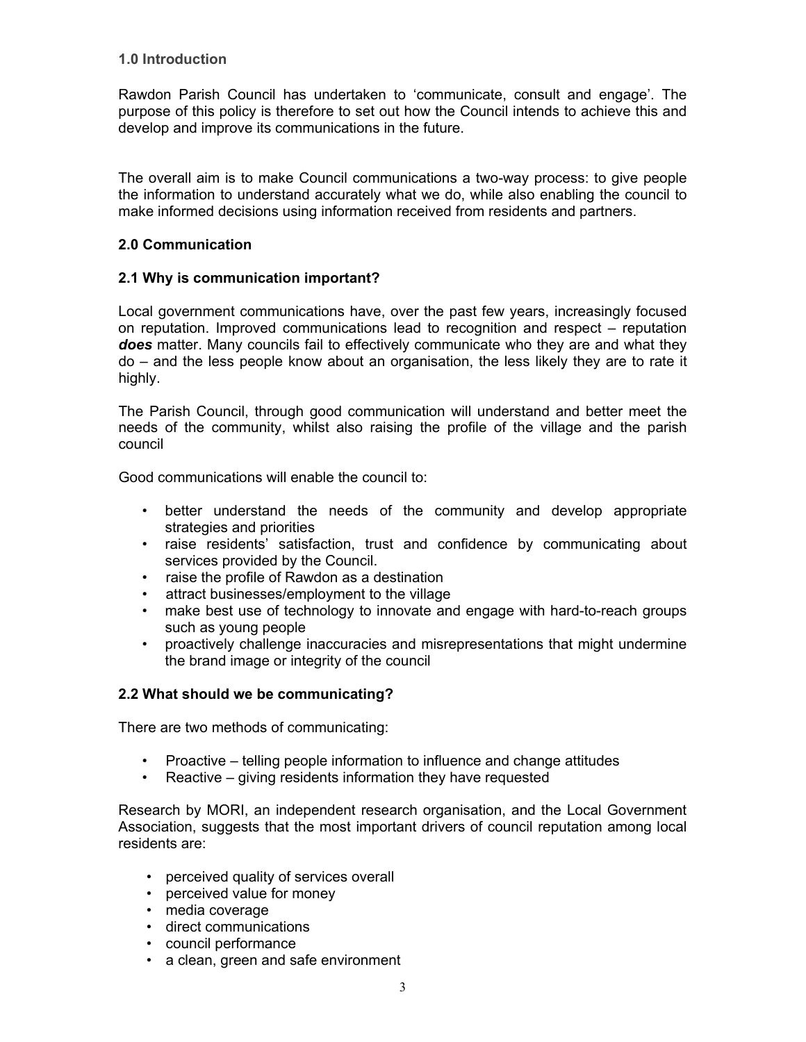## 1.0 Introduction

Rawdon Parish Council has undertaken to 'communicate, consult and engage'. The purpose of this policy is therefore to set out how the Council intends to achieve this and develop and improve its communications in the future.

The overall aim is to make Council communications a two-way process: to give people the information to understand accurately what we do, while also enabling the council to make informed decisions using information received from residents and partners.

## 2.0 Communication

### 2.1 Why is communication important?

Local government communications have, over the past few years, increasingly focused on reputation. Improved communications lead to recognition and respect – reputation ***does*** matter. Many councils fail to effectively communicate who they are and what they do – and the less people know about an organisation, the less likely they are to rate it highly.

The Parish Council, through good communication will understand and better meet the needs of the community, whilst also raising the profile of the village and the parish council

Good communications will enable the council to:

- better understand the needs of the community and develop appropriate strategies and priorities
- raise residents' satisfaction, trust and confidence by communicating about services provided by the Council.
- raise the profile of Rawdon as a destination
- attract businesses/employment to the village
- make best use of technology to innovate and engage with hard-to-reach groups such as young people
- proactively challenge inaccuracies and misrepresentations that might undermine the brand image or integrity of the council

### 2.2 What should we be communicating?

There are two methods of communicating:

- Proactive – telling people information to influence and change attitudes
- Reactive – giving residents information they have requested

Research by MORI, an independent research organisation, and the Local Government Association, suggests that the most important drivers of council reputation among local residents are:

- perceived quality of services overall
- perceived value for money
- media coverage
- direct communications
- council performance
- a clean, green and safe environment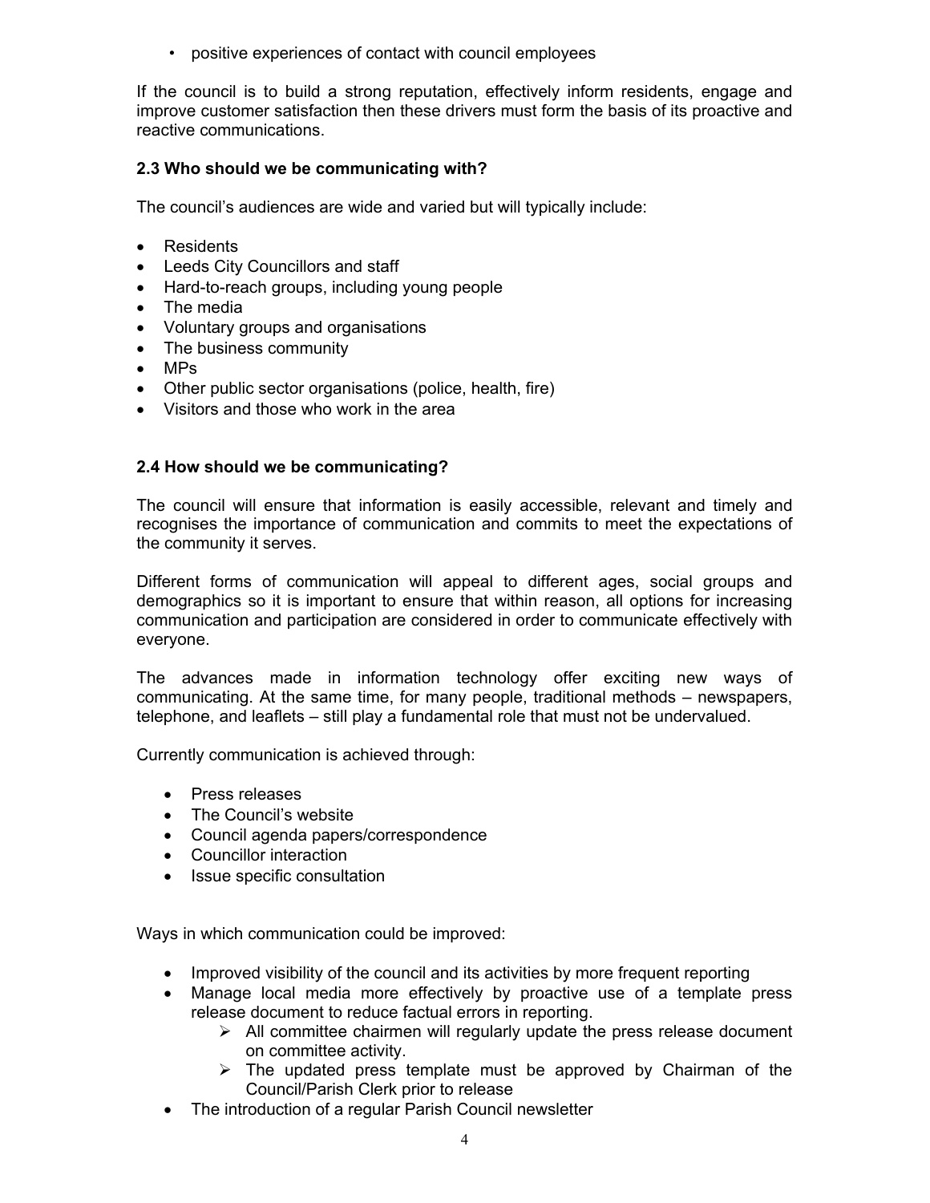- positive experiences of contact with council employees

If the council is to build a strong reputation, effectively inform residents, engage and improve customer satisfaction then these drivers must form the basis of its proactive and reactive communications.

### 2.3 Who should we be communicating with?

The council's audiences are wide and varied but will typically include:

- Residents
- Leeds City Councillors and staff
- Hard-to-reach groups, including young people
- The media
- Voluntary groups and organisations
- The business community
- MPs
- Other public sector organisations (police, health, fire)
- Visitors and those who work in the area

### 2.4 How should we be communicating?

The council will ensure that information is easily accessible, relevant and timely and recognises the importance of communication and commits to meet the expectations of the community it serves.

Different forms of communication will appeal to different ages, social groups and demographics so it is important to ensure that within reason, all options for increasing communication and participation are considered in order to communicate effectively with everyone.

The advances made in information technology offer exciting new ways of communicating. At the same time, for many people, traditional methods – newspapers, telephone, and leaflets – still play a fundamental role that must not be undervalued.

Currently communication is achieved through:

- Press releases
- The Council's website
- Council agenda papers/correspondence
- Councillor interaction
- Issue specific consultation

Ways in which communication could be improved:

- Improved visibility of the council and its activities by more frequent reporting
- Manage local media more effectively by proactive use of a template press release document to reduce factual errors in reporting.
  - All committee chairmen will regularly update the press release document on committee activity.
  - The updated press template must be approved by Chairman of the Council/Parish Clerk prior to release
- The introduction of a regular Parish Council newsletter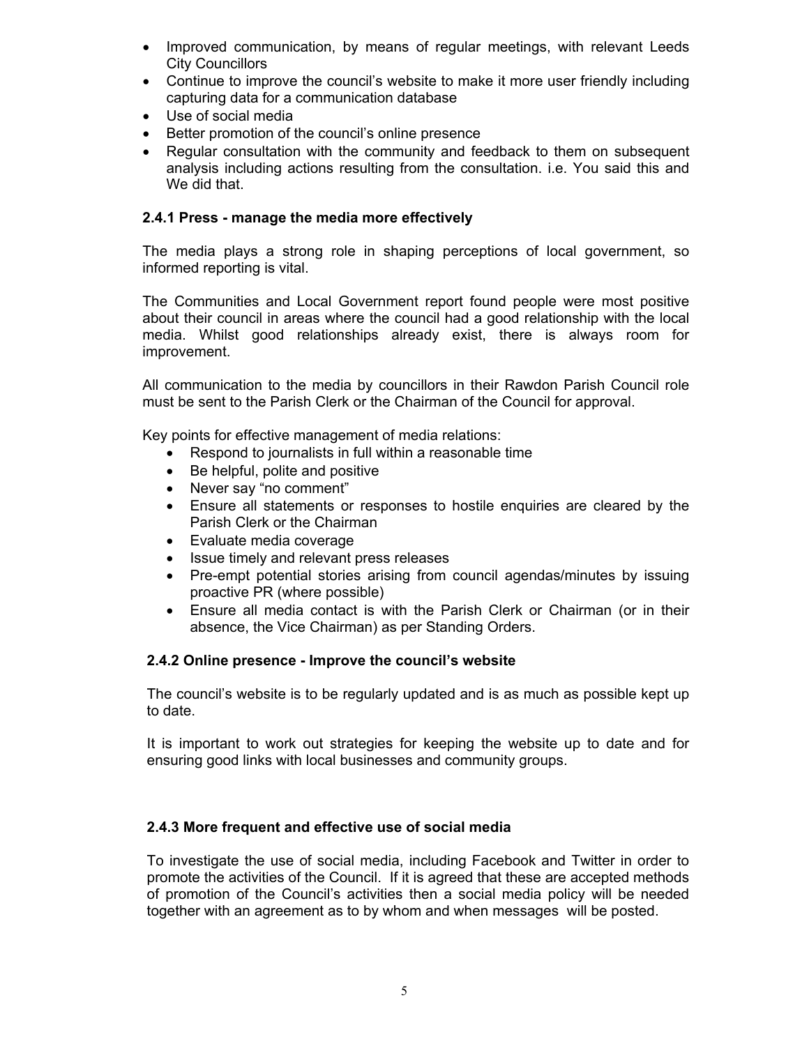- Improved communication, by means of regular meetings, with relevant Leeds City Councillors
- Continue to improve the council's website to make it more user friendly including capturing data for a communication database
- Use of social media
- Better promotion of the council's online presence
- Regular consultation with the community and feedback to them on subsequent analysis including actions resulting from the consultation. i.e. You said this and We did that.

### 2.4.1 Press - manage the media more effectively

The media plays a strong role in shaping perceptions of local government, so informed reporting is vital.

The Communities and Local Government report found people were most positive about their council in areas where the council had a good relationship with the local media. Whilst good relationships already exist, there is always room for improvement.

All communication to the media by councillors in their Rawdon Parish Council role must be sent to the Parish Clerk or the Chairman of the Council for approval.

Key points for effective management of media relations:

- Respond to journalists in full within a reasonable time
- Be helpful, polite and positive
- Never say "no comment"
- Ensure all statements or responses to hostile enquiries are cleared by the Parish Clerk or the Chairman
- Evaluate media coverage
- Issue timely and relevant press releases
- Pre-empt potential stories arising from council agendas/minutes by issuing proactive PR (where possible)
- Ensure all media contact is with the Parish Clerk or Chairman (or in their absence, the Vice Chairman) as per Standing Orders.

### 2.4.2 Online presence - Improve the council's website

The council's website is to be regularly updated and is as much as possible kept up to date.

It is important to work out strategies for keeping the website up to date and for ensuring good links with local businesses and community groups.

### 2.4.3 More frequent and effective use of social media

To investigate the use of social media, including Facebook and Twitter in order to promote the activities of the Council. If it is agreed that these are accepted methods of promotion of the Council's activities then a social media policy will be needed together with an agreement as to by whom and when messages will be posted.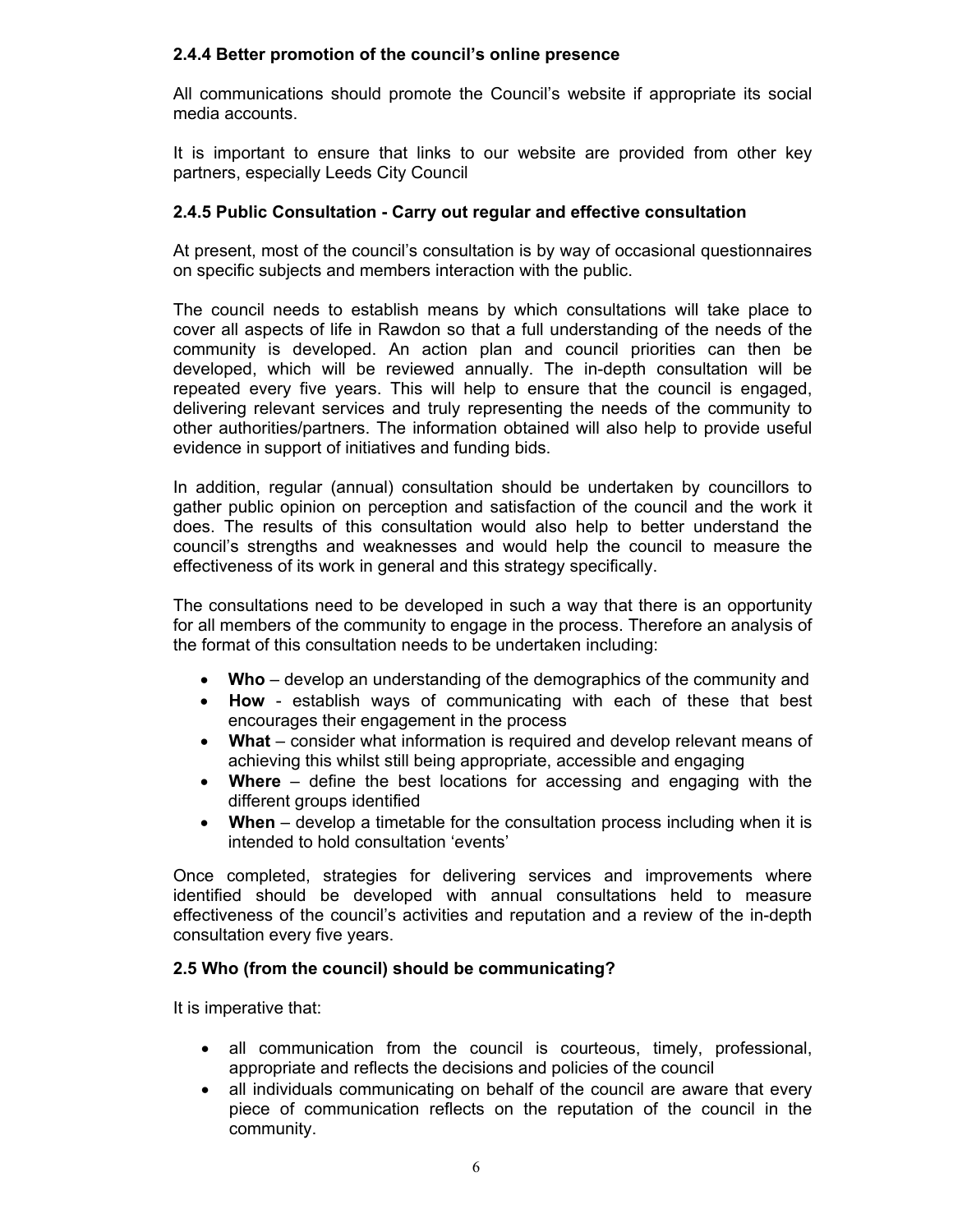### 2.4.4 Better promotion of the council's online presence

All communications should promote the Council's website if appropriate its social media accounts.

It is important to ensure that links to our website are provided from other key partners, especially Leeds City Council

### 2.4.5 Public Consultation - Carry out regular and effective consultation

At present, most of the council's consultation is by way of occasional questionnaires on specific subjects and members interaction with the public.

The council needs to establish means by which consultations will take place to cover all aspects of life in Rawdon so that a full understanding of the needs of the community is developed. An action plan and council priorities can then be developed, which will be reviewed annually. The in-depth consultation will be repeated every five years. This will help to ensure that the council is engaged, delivering relevant services and truly representing the needs of the community to other authorities/partners. The information obtained will also help to provide useful evidence in support of initiatives and funding bids.

In addition, regular (annual) consultation should be undertaken by councillors to gather public opinion on perception and satisfaction of the council and the work it does. The results of this consultation would also help to better understand the council's strengths and weaknesses and would help the council to measure the effectiveness of its work in general and this strategy specifically.

The consultations need to be developed in such a way that there is an opportunity for all members of the community to engage in the process. Therefore an analysis of the format of this consultation needs to be undertaken including:

- **Who** – develop an understanding of the demographics of the community and
- **How** - establish ways of communicating with each of these that best encourages their engagement in the process
- **What** – consider what information is required and develop relevant means of achieving this whilst still being appropriate, accessible and engaging
- **Where** – define the best locations for accessing and engaging with the different groups identified
- **When** – develop a timetable for the consultation process including when it is intended to hold consultation 'events'

Once completed, strategies for delivering services and improvements where identified should be developed with annual consultations held to measure effectiveness of the council's activities and reputation and a review of the in-depth consultation every five years.

### 2.5 Who (from the council) should be communicating?

It is imperative that:

- all communication from the council is courteous, timely, professional, appropriate and reflects the decisions and policies of the council
- all individuals communicating on behalf of the council are aware that every piece of communication reflects on the reputation of the council in the community.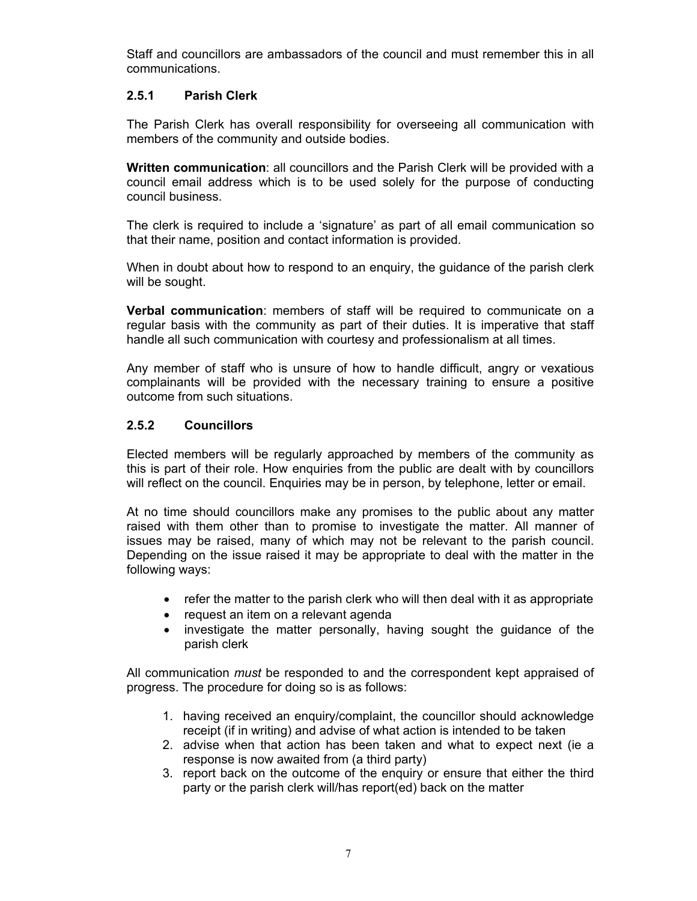Staff and councillors are ambassadors of the council and must remember this in all communications.

### 2.5.1 Parish Clerk

The Parish Clerk has overall responsibility for overseeing all communication with members of the community and outside bodies.

**Written communication**: all councillors and the Parish Clerk will be provided with a council email address which is to be used solely for the purpose of conducting council business.

The clerk is required to include a 'signature' as part of all email communication so that their name, position and contact information is provided.

When in doubt about how to respond to an enquiry, the guidance of the parish clerk will be sought.

**Verbal communication**: members of staff will be required to communicate on a regular basis with the community as part of their duties. It is imperative that staff handle all such communication with courtesy and professionalism at all times.

Any member of staff who is unsure of how to handle difficult, angry or vexatious complainants will be provided with the necessary training to ensure a positive outcome from such situations.

### 2.5.2 Councillors

Elected members will be regularly approached by members of the community as this is part of their role. How enquiries from the public are dealt with by councillors will reflect on the council. Enquiries may be in person, by telephone, letter or email.

At no time should councillors make any promises to the public about any matter raised with them other than to promise to investigate the matter. All manner of issues may be raised, many of which may not be relevant to the parish council. Depending on the issue raised it may be appropriate to deal with the matter in the following ways:

- refer the matter to the parish clerk who will then deal with it as appropriate
- request an item on a relevant agenda
- investigate the matter personally, having sought the guidance of the parish clerk

All communication *must* be responded to and the correspondent kept appraised of progress. The procedure for doing so is as follows:

1. having received an enquiry/complaint, the councillor should acknowledge receipt (if in writing) and advise of what action is intended to be taken
2. advise when that action has been taken and what to expect next (ie a response is now awaited from (a third party)
3. report back on the outcome of the enquiry or ensure that either the third party or the parish clerk will/has report(ed) back on the matter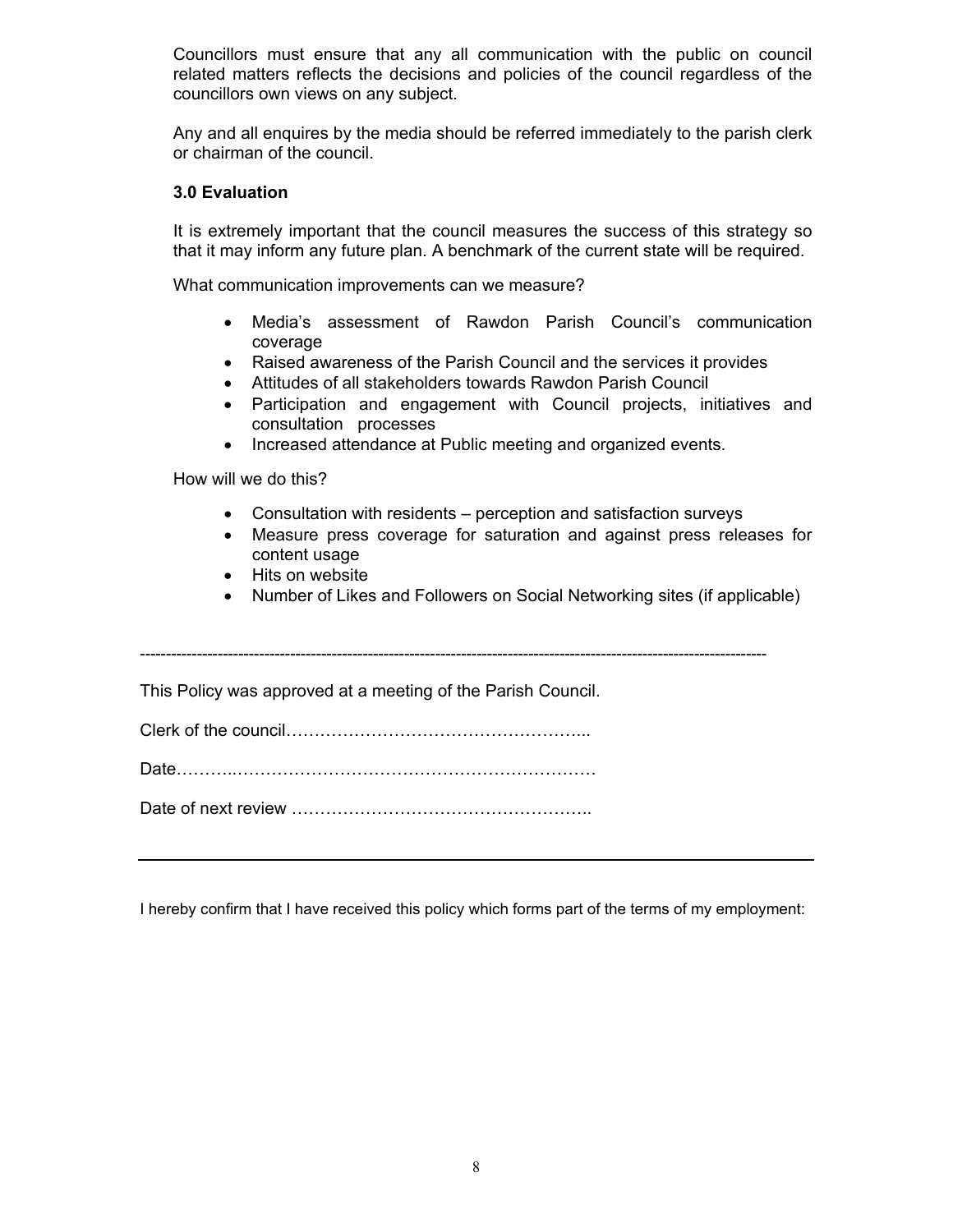Councillors must ensure that any all communication with the public on council related matters reflects the decisions and policies of the council regardless of the councillors own views on any subject.

Any and all enquires by the media should be referred immediately to the parish clerk or chairman of the council.

### 3.0 Evaluation

It is extremely important that the council measures the success of this strategy so that it may inform any future plan. A benchmark of the current state will be required.

What communication improvements can we measure?

- Media's assessment of Rawdon Parish Council's communication coverage
- Raised awareness of the Parish Council and the services it provides
- Attitudes of all stakeholders towards Rawdon Parish Council
- Participation and engagement with Council projects, initiatives and consultation processes
- Increased attendance at Public meeting and organized events.

How will we do this?

- Consultation with residents – perception and satisfaction surveys
- Measure press coverage for saturation and against press releases for content usage
- Hits on website
- Number of Likes and Followers on Social Networking sites (if applicable)

---

This Policy was approved at a meeting of the Parish Council.

Clerk of the council……………………………………………...

Date………..………………………………………………………

Date of next review ……………………………………………..

---

I hereby confirm that I have received this policy which forms part of the terms of my employment: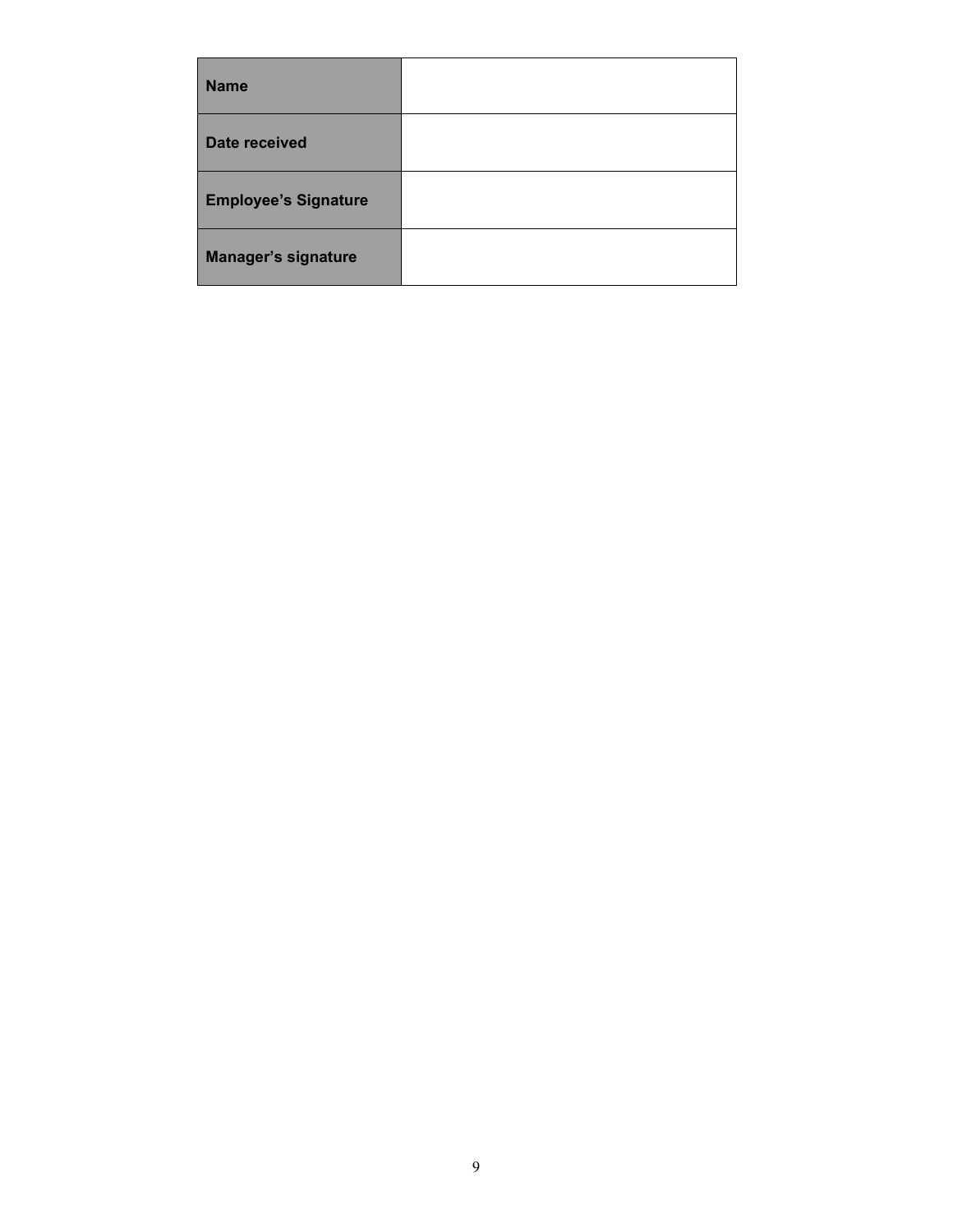| | |
|---|---|
| **Name** | |
| **Date received** | |
| **Employee's Signature** | |
| **Manager's signature** | |